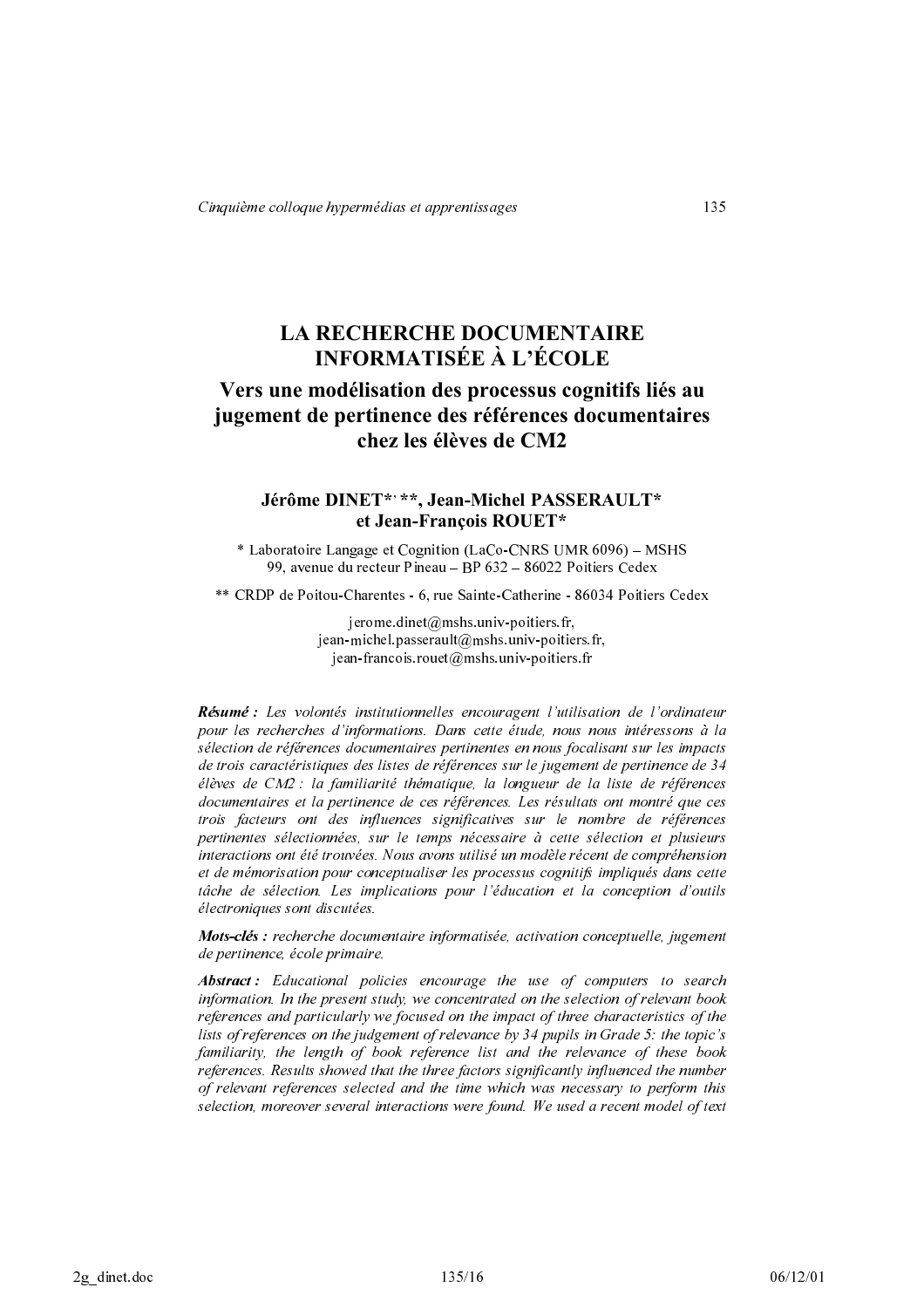# LA RECHERCHE DOCUMENTAIRE INFORMATISÉE À L'ÉCOLE

## Vers une modélisation des processus cognitifs liés au jugement de pertinence des références documentaires chez les élèves de CM2

**Jérôme DINET*, \*\*, Jean-Michel PASSERAULT\* et Jean-François ROUET\***

\* Laboratoire Langage et Cognition (LaCo-CNRS UMR 6096) – MSHS
99, avenue du recteur Pineau – BP 632 – 86022 Poitiers Cedex

\*\* CRDP de Poitou-Charentes - 6, rue Sainte-Catherine - 86034 Poitiers Cedex

jerome.dinet@mshs.univ-poitiers.fr,
jean-michel.passerault@mshs.univ-poitiers.fr,
jean-francois.rouet@mshs.univ-poitiers.fr

***Résumé :*** *Les volontés institutionnelles encouragent l'utilisation de l'ordinateur pour les recherches d'informations. Dans cette étude, nous nous intéressons à la sélection de références documentaires pertinentes en nous focalisant sur les impacts de trois caractéristiques des listes de références sur le jugement de pertinence de 34 élèves de CM2 : la familiarité thématique, la longueur de la liste de références documentaires et la pertinence de ces références. Les résultats ont montré que ces trois facteurs ont des influences significatives sur le nombre de références pertinentes sélectionnées, sur le temps nécessaire à cette sélection et plusieurs interactions ont été trouvées. Nous avons utilisé un modèle récent de compréhension et de mémorisation pour conceptualiser les processus cognitifs impliqués dans cette tâche de sélection. Les implications pour l'éducation et la conception d'outils électroniques sont discutées.*

***Mots-clés :*** *recherche documentaire informatisée, activation conceptuelle, jugement de pertinence, école primaire.*

***Abstract :*** *Educational policies encourage the use of computers to search information. In the present study, we concentrated on the selection of relevant book references and particularly we focused on the impact of three characteristics of the lists of references on the judgement of relevance by 34 pupils in Grade 5: the topic's familiarity, the length of book reference list and the relevance of these book references. Results showed that the three factors significantly influenced the number of relevant references selected and the time which was necessary to perform this selection, moreover several interactions were found. We used a recent model of text*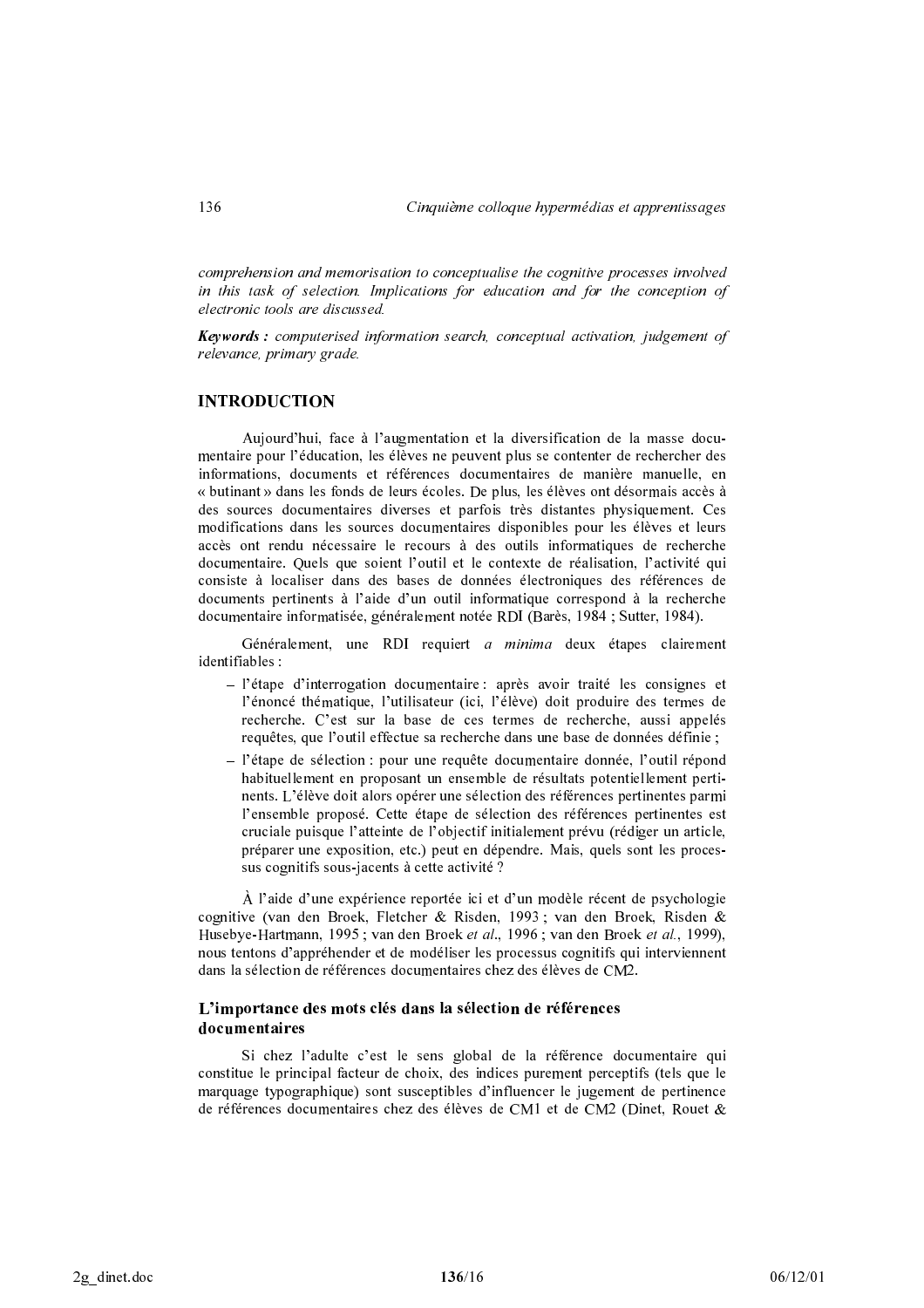*comprehension and memorisation to conceptualise the cognitive processes involved in this task of selection. Implications for education and for the conception of electronic tools are discussed.*

***Keywords :*** *computerised information search, conceptual activation, judgement of relevance, primary grade.*

## INTRODUCTION

Aujourd'hui, face à l'augmentation et la diversification de la masse documentaire pour l'éducation, les élèves ne peuvent plus se contenter de rechercher des informations, documents et références documentaires de manière manuelle, en « butinant » dans les fonds de leurs écoles. De plus, les élèves ont désormais accès à des sources documentaires diverses et parfois très distantes physiquement. Ces modifications dans les sources documentaires disponibles pour les élèves et leurs accès ont rendu nécessaire le recours à des outils informatiques de recherche documentaire. Quels que soient l'outil et le contexte de réalisation, l'activité qui consiste à localiser dans des bases de données électroniques des références de documents pertinents à l'aide d'un outil informatique correspond à la recherche documentaire informatisée, généralement notée RDI (Barès, 1984 ; Sutter, 1984).

Généralement, une RDI requiert *a minima* deux étapes clairement identifiables :

- l'étape d'interrogation documentaire : après avoir traité les consignes et l'énoncé thématique, l'utilisateur (ici, l'élève) doit produire des termes de recherche. C'est sur la base de ces termes de recherche, aussi appelés requêtes, que l'outil effectue sa recherche dans une base de données définie ;
- l'étape de sélection : pour une requête documentaire donnée, l'outil répond habituellement en proposant un ensemble de résultats potentiellement pertinents. L'élève doit alors opérer une sélection des références pertinentes parmi l'ensemble proposé. Cette étape de sélection des références pertinentes est cruciale puisque l'atteinte de l'objectif initialement prévu (rédiger un article, préparer une exposition, etc.) peut en dépendre. Mais, quels sont les processus cognitifs sous-jacents à cette activité ?

À l'aide d'une expérience reportée ici et d'un modèle récent de psychologie cognitive (van den Broek, Fletcher & Risden, 1993 ; van den Broek, Risden & Husebye-Hartmann, 1995 ; van den Broek *et al*., 1996 ; van den Broek *et al.*, 1999), nous tentons d'appréhender et de modéliser les processus cognitifs qui interviennent dans la sélection de références documentaires chez des élèves de CM2.

### L'importance des mots clés dans la sélection de références documentaires

Si chez l'adulte c'est le sens global de la référence documentaire qui constitue le principal facteur de choix, des indices purement perceptifs (tels que le marquage typographique) sont susceptibles d'influencer le jugement de pertinence de références documentaires chez des élèves de CM1 et de CM2 (Dinet, Rouet &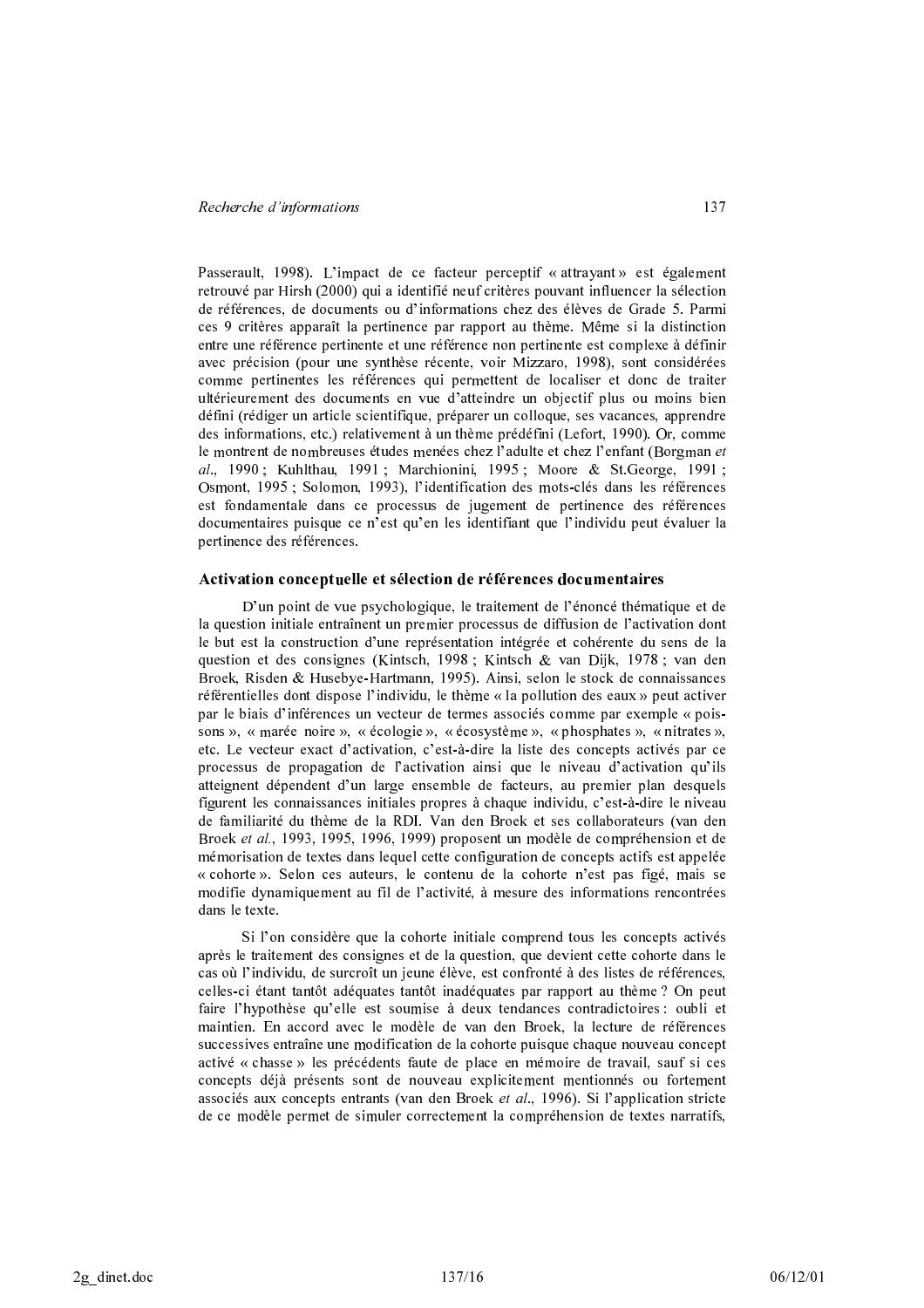Passerault, 1998). L'impact de ce facteur perceptif « attrayant » est également retrouvé par Hirsh (2000) qui a identifié neuf critères pouvant influencer la sélection de références, de documents ou d'informations chez des élèves de Grade 5. Parmi ces 9 critères apparaît la pertinence par rapport au thème. Même si la distinction entre une référence pertinente et une référence non pertinente est complexe à définir avec précision (pour une synthèse récente, voir Mizzaro, 1998), sont considérées comme pertinentes les références qui permettent de localiser et donc de traiter ultérieurement des documents en vue d'atteindre un objectif plus ou moins bien défini (rédiger un article scientifique, préparer un colloque, ses vacances, apprendre des informations, etc.) relativement à un thème prédéfini (Lefort, 1990). Or, comme le montrent de nombreuses études menées chez l'adulte et chez l'enfant (Borgman *et al.*, 1990 ; Kuhlthau, 1991 ; Marchionini, 1995 ; Moore & St.George, 1991 ; Osmont, 1995 ; Solomon, 1993), l'identification des mots-clés dans les références est fondamentale dans ce processus de jugement de pertinence des références documentaires puisque ce n'est qu'en les identifiant que l'individu peut évaluer la pertinence des références.

### Activation conceptuelle et sélection de références documentaires

D'un point de vue psychologique, le traitement de l'énoncé thématique et de la question initiale entraînent un premier processus de diffusion de l'activation dont le but est la construction d'une représentation intégrée et cohérente du sens de la question et des consignes (Kintsch, 1998 ; Kintsch & van Dijk, 1978 ; van den Broek, Risden & Husebye-Hartmann, 1995). Ainsi, selon le stock de connaissances référentielles dont dispose l'individu, le thème « la pollution des eaux » peut activer par le biais d'inférences un vecteur de termes associés comme par exemple « poissons », « marée noire », « écologie », « écosystème », « phosphates », « nitrates », etc. Le vecteur exact d'activation, c'est-à-dire la liste des concepts activés par ce processus de propagation de l'activation ainsi que le niveau d'activation qu'ils atteignent dépendent d'un large ensemble de facteurs, au premier plan desquels figurent les connaissances initiales propres à chaque individu, c'est-à-dire le niveau de familiarité du thème de la RDI. Van den Broek et ses collaborateurs (van den Broek *et al.*, 1993, 1995, 1996, 1999) proposent un modèle de compréhension et de mémorisation de textes dans lequel cette configuration de concepts actifs est appelée « cohorte ». Selon ces auteurs, le contenu de la cohorte n'est pas figé, mais se modifie dynamiquement au fil de l'activité, à mesure des informations rencontrées dans le texte.

Si l'on considère que la cohorte initiale comprend tous les concepts activés après le traitement des consignes et de la question, que devient cette cohorte dans le cas où l'individu, de surcroît un jeune élève, est confronté à des listes de références, celles-ci étant tantôt adéquates tantôt inadéquates par rapport au thème ? On peut faire l'hypothèse qu'elle est soumise à deux tendances contradictoires : oubli et maintien. En accord avec le modèle de van den Broek, la lecture de références successives entraîne une modification de la cohorte puisque chaque nouveau concept activé « chasse » les précédents faute de place en mémoire de travail, sauf si ces concepts déjà présents sont de nouveau explicitement mentionnés ou fortement associés aux concepts entrants (van den Broek *et al.*, 1996). Si l'application stricte de ce modèle permet de simuler correctement la compréhension de textes narratifs,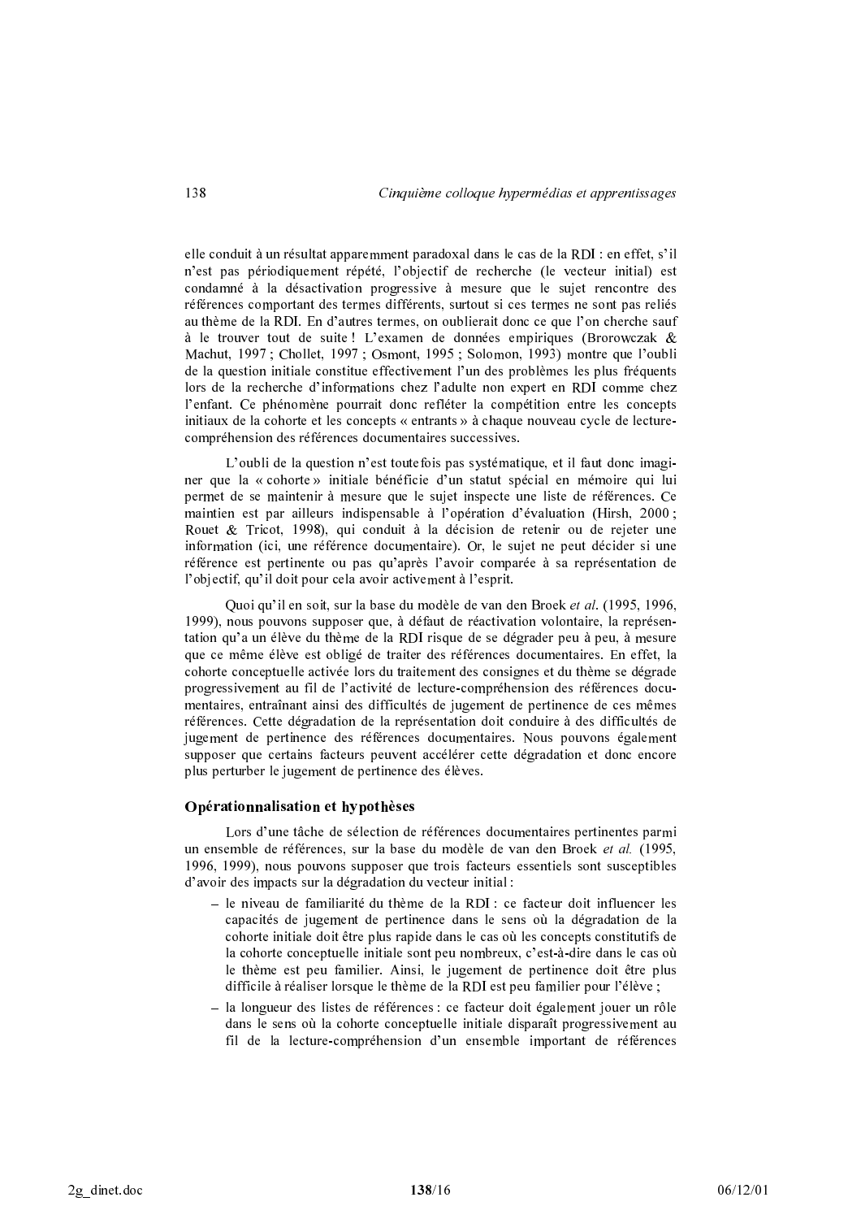elle conduit à un résultat apparemment paradoxal dans le cas de la RDI : en effet, s'il n'est pas périodiquement répété, l'objectif de recherche (le vecteur initial) est condamné à la désactivation progressive à mesure que le sujet rencontre des références comportant des termes différents, surtout si ces termes ne sont pas reliés au thème de la RDI. En d'autres termes, on oublierait donc ce que l'on cherche sauf à le trouver tout de suite ! L'examen de données empiriques (Brorowczak & Machut, 1997 ; Chollet, 1997 ; Osmont, 1995 ; Solomon, 1993) montre que l'oubli de la question initiale constitue effectivement l'un des problèmes les plus fréquents lors de la recherche d'informations chez l'adulte non expert en RDI comme chez l'enfant. Ce phénomène pourrait donc refléter la compétition entre les concepts initiaux de la cohorte et les concepts « entrants » à chaque nouveau cycle de lecture-compréhension des références documentaires successives.

L'oubli de la question n'est toutefois pas systématique, et il faut donc imaginer que la « cohorte » initiale bénéficie d'un statut spécial en mémoire qui lui permet de se maintenir à mesure que le sujet inspecte une liste de références. Ce maintien est par ailleurs indispensable à l'opération d'évaluation (Hirsh, 2000 ; Rouet & Tricot, 1998), qui conduit à la décision de retenir ou de rejeter une information (ici, une référence documentaire). Or, le sujet ne peut décider si une référence est pertinente ou pas qu'après l'avoir comparée à sa représentation de l'objectif, qu'il doit pour cela avoir activement à l'esprit.

Quoi qu'il en soit, sur la base du modèle de van den Broek *et al*. (1995, 1996, 1999), nous pouvons supposer que, à défaut de réactivation volontaire, la représentation qu'a un élève du thème de la RDI risque de se dégrader peu à peu, à mesure que ce même élève est obligé de traiter des références documentaires. En effet, la cohorte conceptuelle activée lors du traitement des consignes et du thème se dégrade progressivement au fil de l'activité de lecture-compréhension des références documentaires, entraînant ainsi des difficultés de jugement de pertinence de ces mêmes références. Cette dégradation de la représentation doit conduire à des difficultés de jugement de pertinence des références documentaires. Nous pouvons également supposer que certains facteurs peuvent accélérer cette dégradation et donc encore plus perturber le jugement de pertinence des élèves.

### Opérationnalisation et hypothèses

Lors d'une tâche de sélection de références documentaires pertinentes parmi un ensemble de références, sur la base du modèle de van den Broek *et al.* (1995, 1996, 1999), nous pouvons supposer que trois facteurs essentiels sont susceptibles d'avoir des impacts sur la dégradation du vecteur initial :

- le niveau de familiarité du thème de la RDI : ce facteur doit influencer les capacités de jugement de pertinence dans le sens où la dégradation de la cohorte initiale doit être plus rapide dans le cas où les concepts constitutifs de la cohorte conceptuelle initiale sont peu nombreux, c'est-à-dire dans le cas où le thème est peu familier. Ainsi, le jugement de pertinence doit être plus difficile à réaliser lorsque le thème de la RDI est peu familier pour l'élève ;
- la longueur des listes de références : ce facteur doit également jouer un rôle dans le sens où la cohorte conceptuelle initiale disparaît progressivement au fil de la lecture-compréhension d'un ensemble important de références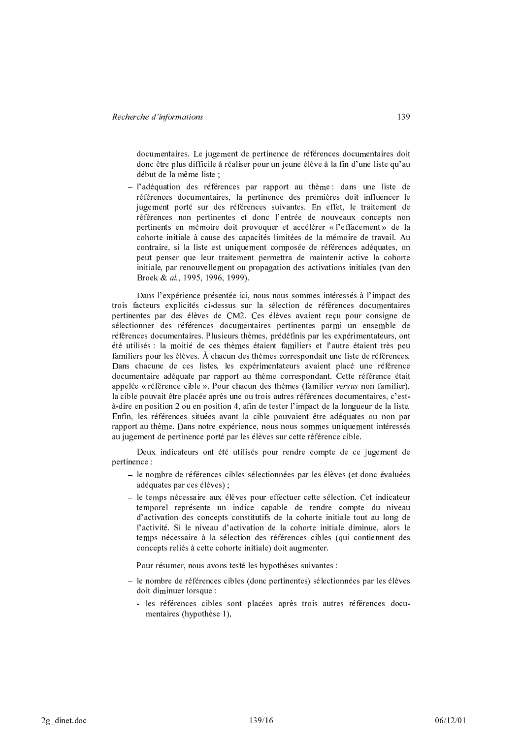documentaires. Le jugement de pertinence de références documentaires doit donc être plus difficile à réaliser pour un jeune élève à la fin d'une liste qu'au début de la même liste ;

- l'adéquation des références par rapport au thème : dans une liste de références documentaires, la pertinence des premières doit influencer le jugement porté sur des références suivantes. En effet, le traitement de références non pertinentes et donc l'entrée de nouveaux concepts non pertinents en mémoire doit provoquer et accélérer « l'effacement » de la cohorte initiale à cause des capacités limitées de la mémoire de travail. Au contraire, si la liste est uniquement composée de références adéquates, on peut penser que leur traitement permettra de maintenir active la cohorte initiale, par renouvellement ou propagation des activations initiales (van den Broek & *al.*, 1995, 1996, 1999).

Dans l'expérience présentée ici, nous nous sommes intéressés à l'impact des trois facteurs explicités ci-dessus sur la sélection de références documentaires pertinentes par des élèves de CM2. Ces élèves avaient reçu pour consigne de sélectionner des références documentaires pertinentes parmi un ensemble de références documentaires. Plusieurs thèmes, prédéfinis par les expérimentateurs, ont été utilisés : la moitié de ces thèmes étaient familiers et l'autre étaient très peu familiers pour les élèves. À chacun des thèmes correspondait une liste de références. Dans chacune de ces listes, les expérimentateurs avaient placé une référence documentaire adéquate par rapport au thème correspondant. Cette référence était appelée « référence cible ». Pour chacun des thèmes (familier *versus* non familier), la cible pouvait être placée après une ou trois autres références documentaires, c'est-à-dire en position 2 ou en position 4, afin de tester l'impact de la longueur de la liste. Enfin, les références situées avant la cible pouvaient être adéquates ou non par rapport au thème. Dans notre expérience, nous nous sommes uniquement intéressés au jugement de pertinence porté par les élèves sur cette référence cible.

Deux indicateurs ont été utilisés pour rendre compte de ce jugement de pertinence :

- le nombre de références cibles sélectionnées par les élèves (et donc évaluées adéquates par ces élèves) ;
- le temps nécessaire aux élèves pour effectuer cette sélection. Cet indicateur temporel représente un indice capable de rendre compte du niveau d'activation des concepts constitutifs de la cohorte initiale tout au long de l'activité. Si le niveau d'activation de la cohorte initiale diminue, alors le temps nécessaire à la sélection des références cibles (qui contiennent des concepts reliés à cette cohorte initiale) doit augmenter.

Pour résumer, nous avons testé les hypothèses suivantes :

- le nombre de références cibles (donc pertinentes) sélectionnées par les élèves doit diminuer lorsque :
  - les références cibles sont placées après trois autres références documentaires (hypothèse 1),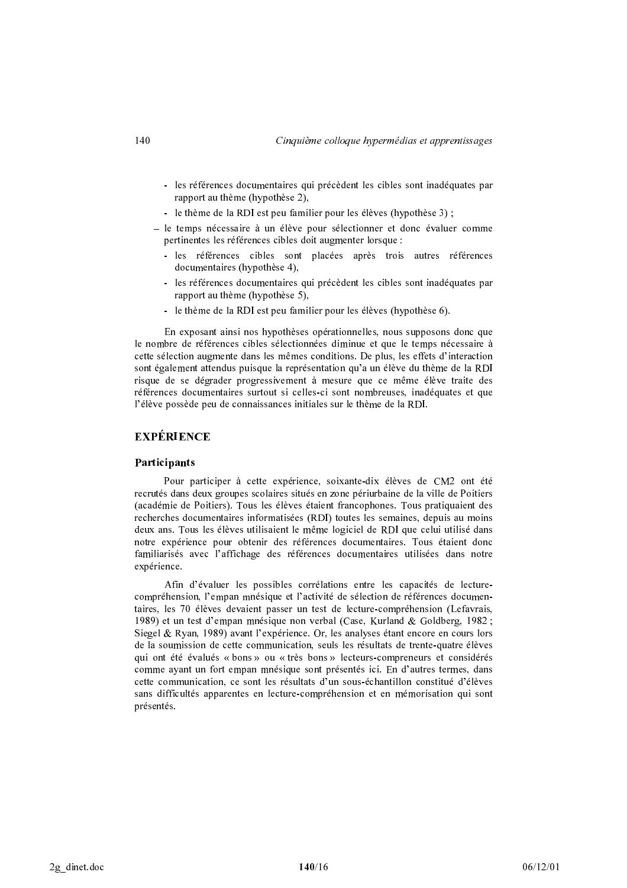- les références documentaires qui précèdent les cibles sont inadéquates par rapport au thème (hypothèse 2),
  - le thème de la RDI est peu familier pour les élèves (hypothèse 3) ;
- le temps nécessaire à un élève pour sélectionner et donc évaluer comme pertinentes les références cibles doit augmenter lorsque :
  - les références cibles sont placées après trois autres références documentaires (hypothèse 4),
  - les références documentaires qui précèdent les cibles sont inadéquates par rapport au thème (hypothèse 5),
  - le thème de la RDI est peu familier pour les élèves (hypothèse 6).

En exposant ainsi nos hypothèses opérationnelles, nous supposons donc que le nombre de références cibles sélectionnées diminue et que le temps nécessaire à cette sélection augmente dans les mêmes conditions. De plus, les effets d'interaction sont également attendus puisque la représentation qu'a un élève du thème de la RDI risque de se dégrader progressivement à mesure que ce même élève traite des références documentaires surtout si celles-ci sont nombreuses, inadéquates et que l'élève possède peu de connaissances initiales sur le thème de la RDI.

## EXPÉRIENCE

### Participants

Pour participer à cette expérience, soixante-dix élèves de CM2 ont été recrutés dans deux groupes scolaires situés en zone périurbaine de la ville de Poitiers (académie de Poitiers). Tous les élèves étaient francophones. Tous pratiquaient des recherches documentaires informatisées (RDI) toutes les semaines, depuis au moins deux ans. Tous les élèves utilisaient le même logiciel de RDI que celui utilisé dans notre expérience pour obtenir des références documentaires. Tous étaient donc familiarisés avec l'affichage des références documentaires utilisées dans notre expérience.

Afin d'évaluer les possibles corrélations entre les capacités de lecture-compréhension, l'empan mnésique et l'activité de sélection de références documentaires, les 70 élèves devaient passer un test de lecture-compréhension (Lefavrais, 1989) et un test d'empan mnésique non verbal (Case, Kurland & Goldberg, 1982 ; Siegel & Ryan, 1989) avant l'expérience. Or, les analyses étant encore en cours lors de la soumission de cette communication, seuls les résultats de trente-quatre élèves qui ont été évalués « bons » ou « très bons » lecteurs-compreneurs et considérés comme ayant un fort empan mnésique sont présentés ici. En d'autres termes, dans cette communication, ce sont les résultats d'un sous-échantillon constitué d'élèves sans difficultés apparentes en lecture-compréhension et en mémorisation qui sont présentés.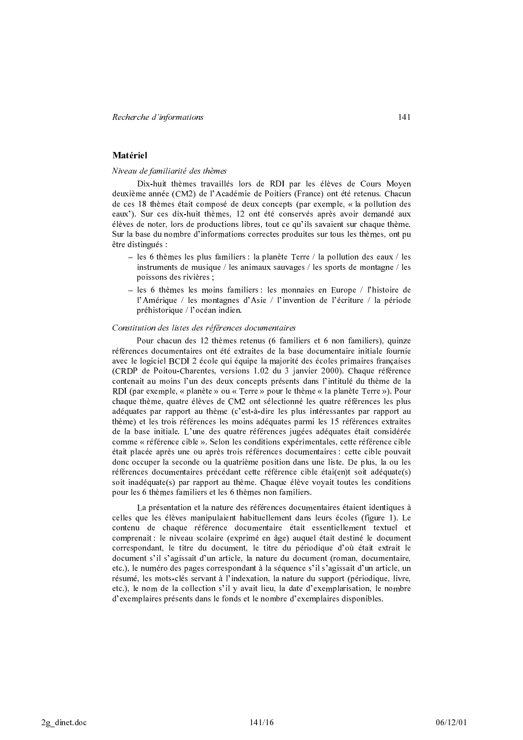## Matériel

*Niveau de familiarité des thèmes*

Dix-huit thèmes travaillés lors de RDI par les élèves de Cours Moyen deuxième année (CM2) de l'Académie de Poitiers (France) ont été retenus. Chacun de ces 18 thèmes était composé de deux concepts (par exemple, « la pollution des eaux'). Sur ces dix-huit thèmes, 12 ont été conservés après avoir demandé aux élèves de noter, lors de productions libres, tout ce qu'ils savaient sur chaque thème. Sur la base du nombre d'informations correctes produites sur tous les thèmes, ont pu être distingués :

- les 6 thèmes les plus familiers : la planète Terre / la pollution des eaux / les instruments de musique / les animaux sauvages / les sports de montagne / les poissons des rivières ;
- les 6 thèmes les moins familiers : les monnaies en Europe / l'histoire de l'Amérique / les montagnes d'Asie / l'invention de l'écriture / la période préhistorique / l'océan indien.

*Constitution des listes des références documentaires*

Pour chacun des 12 thèmes retenus (6 familiers et 6 non familiers), quinze références documentaires ont été extraites de la base documentaire initiale fournie avec le logiciel BCDI 2 école qui équipe la majorité des écoles primaires françaises (CRDP de Poitou-Charentes, versions 1.02 du 3 janvier 2000). Chaque référence contenait au moins l'un des deux concepts présents dans l'intitulé du thème de la RDI (par exemple, « planète » ou « Terre » pour le thème « la planète Terre »). Pour chaque thème, quatre élèves de CM2 ont sélectionné les quatre références les plus adéquates par rapport au thème (c'est-à-dire les plus intéressantes par rapport au thème) et les trois références les moins adéquates parmi les 15 références extraites de la base initiale. L'une des quatre références jugées adéquates était considérée comme « référence cible ». Selon les conditions expérimentales, cette référence cible était placée après une ou après trois références documentaires : cette cible pouvait donc occuper la seconde ou la quatrième position dans une liste. De plus, la ou les références documentaires précédant cette référence cible étai(en)t soit adéquate(s) soit inadéquate(s) par rapport au thème. Chaque élève voyait toutes les conditions pour les 6 thèmes familiers et les 6 thèmes non familiers.

La présentation et la nature des références documentaires étaient identiques à celles que les élèves manipulaient habituellement dans leurs écoles (figure 1). Le contenu de chaque référence documentaire était essentiellement textuel et comprenait : le niveau scolaire (exprimé en âge) auquel était destiné le document correspondant, le titre du document, le titre du périodique d'où était extrait le document s'il s'agissait d'un article, la nature du document (roman, documentaire, etc.), le numéro des pages correspondant à la séquence s'il s'agissait d'un article, un résumé, les mots-clés servant à l'indexation, la nature du support (périodique, livre, etc.), le nom de la collection s'il y avait lieu, la date d'exemplarisation, le nombre d'exemplaires présents dans le fonds et le nombre d'exemplaires disponibles.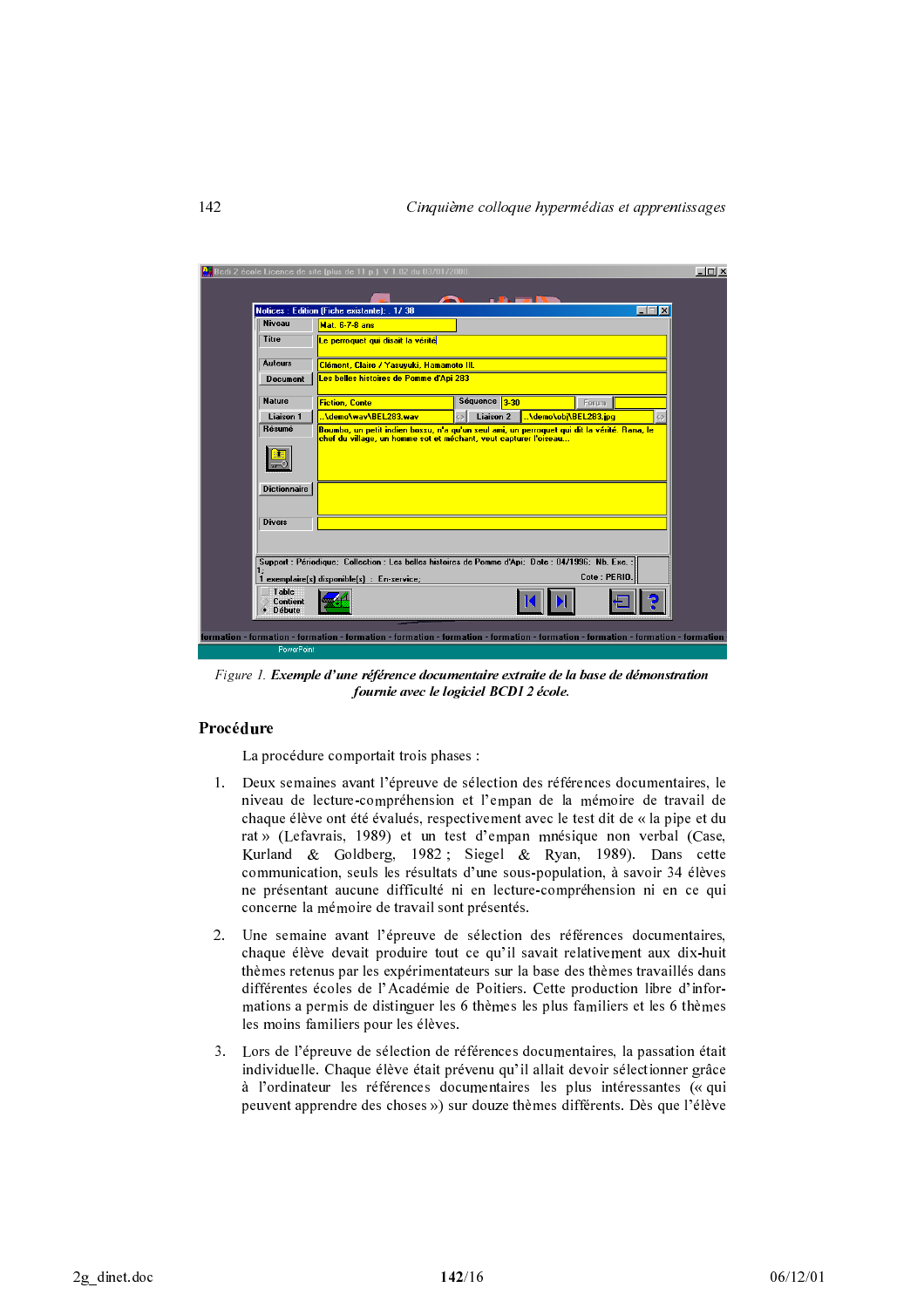*Figure 1.* ***Exemple d'une référence documentaire extraite de la base de démonstration fournie avec le logiciel BCDI 2 école.***

## Procédure

La procédure comportait trois phases :

1. Deux semaines avant l'épreuve de sélection des références documentaires, le niveau de lecture-compréhension et l'empan de la mémoire de travail de chaque élève ont été évalués, respectivement avec le test dit de « la pipe et du rat » (Lefavrais, 1989) et un test d'empan mnésique non verbal (Case, Kurland & Goldberg, 1982 ; Siegel & Ryan, 1989). Dans cette communication, seuls les résultats d'une sous-population, à savoir 34 élèves ne présentant aucune difficulté ni en lecture-compréhension ni en ce qui concerne la mémoire de travail sont présentés.

2. Une semaine avant l'épreuve de sélection des références documentaires, chaque élève devait produire tout ce qu'il savait relativement aux dix-huit thèmes retenus par les expérimentateurs sur la base des thèmes travaillés dans différentes écoles de l'Académie de Poitiers. Cette production libre d'informations a permis de distinguer les 6 thèmes les plus familiers et les 6 thèmes les moins familiers pour les élèves.

3. Lors de l'épreuve de sélection de références documentaires, la passation était individuelle. Chaque élève était prévenu qu'il allait devoir sélectionner grâce à l'ordinateur les références documentaires les plus intéressantes (« qui peuvent apprendre des choses ») sur douze thèmes différents. Dès que l'élève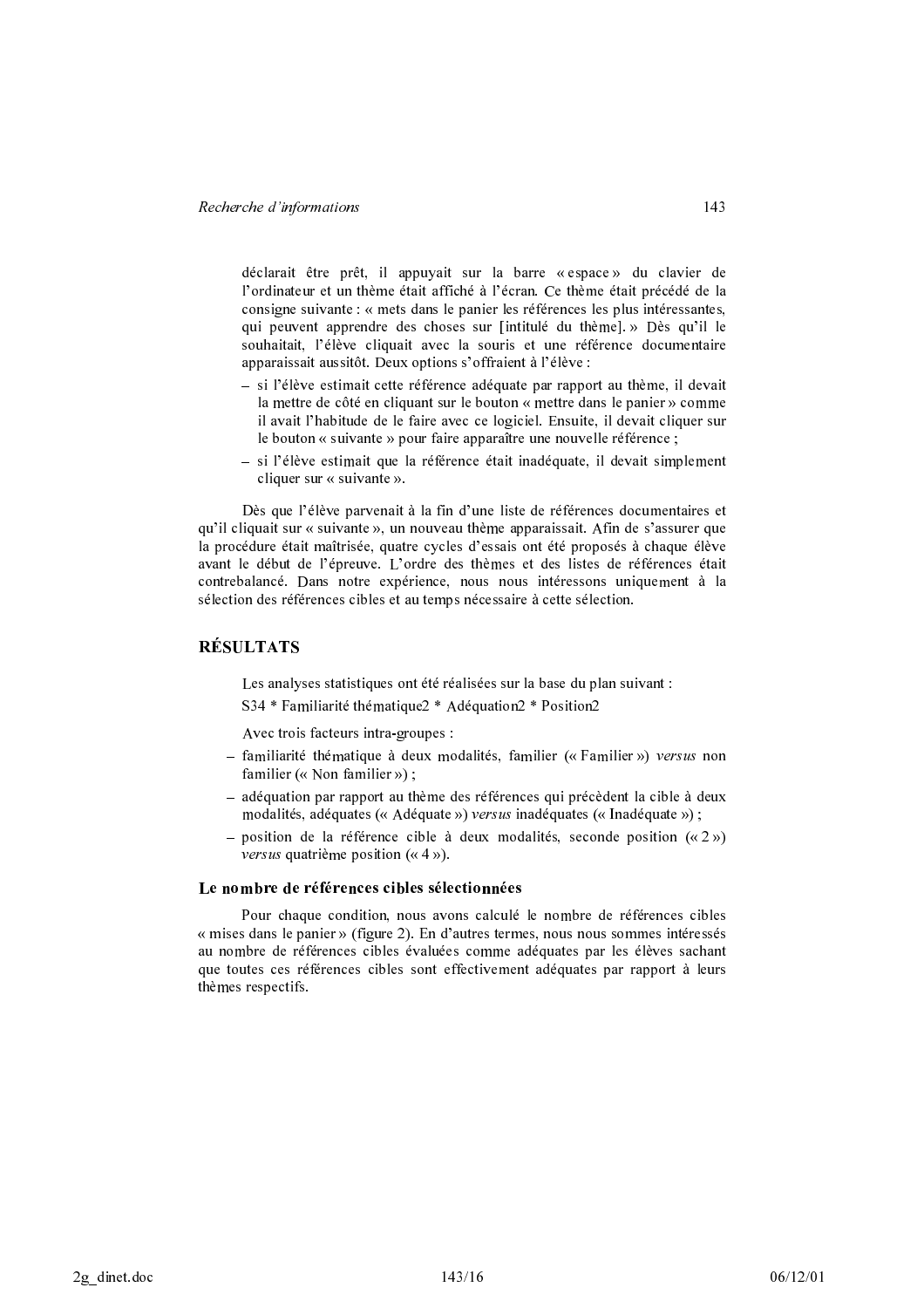déclarait être prêt, il appuyait sur la barre « espace » du clavier de l'ordinateur et un thème était affiché à l'écran. Ce thème était précédé de la consigne suivante : « mets dans le panier les références les plus intéressantes, qui peuvent apprendre des choses sur [intitulé du thème]. » Dès qu'il le souhaitait, l'élève cliquait avec la souris et une référence documentaire apparaissait aussitôt. Deux options s'offraient à l'élève :

- si l'élève estimait cette référence adéquate par rapport au thème, il devait la mettre de côté en cliquant sur le bouton « mettre dans le panier » comme il avait l'habitude de le faire avec ce logiciel. Ensuite, il devait cliquer sur le bouton « suivante » pour faire apparaître une nouvelle référence ;
- si l'élève estimait que la référence était inadéquate, il devait simplement cliquer sur « suivante ».

Dès que l'élève parvenait à la fin d'une liste de références documentaires et qu'il cliquait sur « suivante », un nouveau thème apparaissait. Afin de s'assurer que la procédure était maîtrisée, quatre cycles d'essais ont été proposés à chaque élève avant le début de l'épreuve. L'ordre des thèmes et des listes de références était contrebalancé. Dans notre expérience, nous nous intéressons uniquement à la sélection des références cibles et au temps nécessaire à cette sélection.

## RÉSULTATS

Les analyses statistiques ont été réalisées sur la base du plan suivant :

S34 * Familiarité thématique2 * Adéquation2 * Position2

Avec trois facteurs intra-groupes :

- familiarité thématique à deux modalités, familier (« Familier ») *versus* non familier (« Non familier ») ;
- adéquation par rapport au thème des références qui précèdent la cible à deux modalités, adéquates (« Adéquate ») *versus* inadéquates (« Inadéquate ») ;
- position de la référence cible à deux modalités, seconde position (« 2 ») *versus* quatrième position (« 4 »).

### Le nombre de références cibles sélectionnées

Pour chaque condition, nous avons calculé le nombre de références cibles « mises dans le panier » (figure 2). En d'autres termes, nous nous sommes intéressés au nombre de références cibles évaluées comme adéquates par les élèves sachant que toutes ces références cibles sont effectivement adéquates par rapport à leurs thèmes respectifs.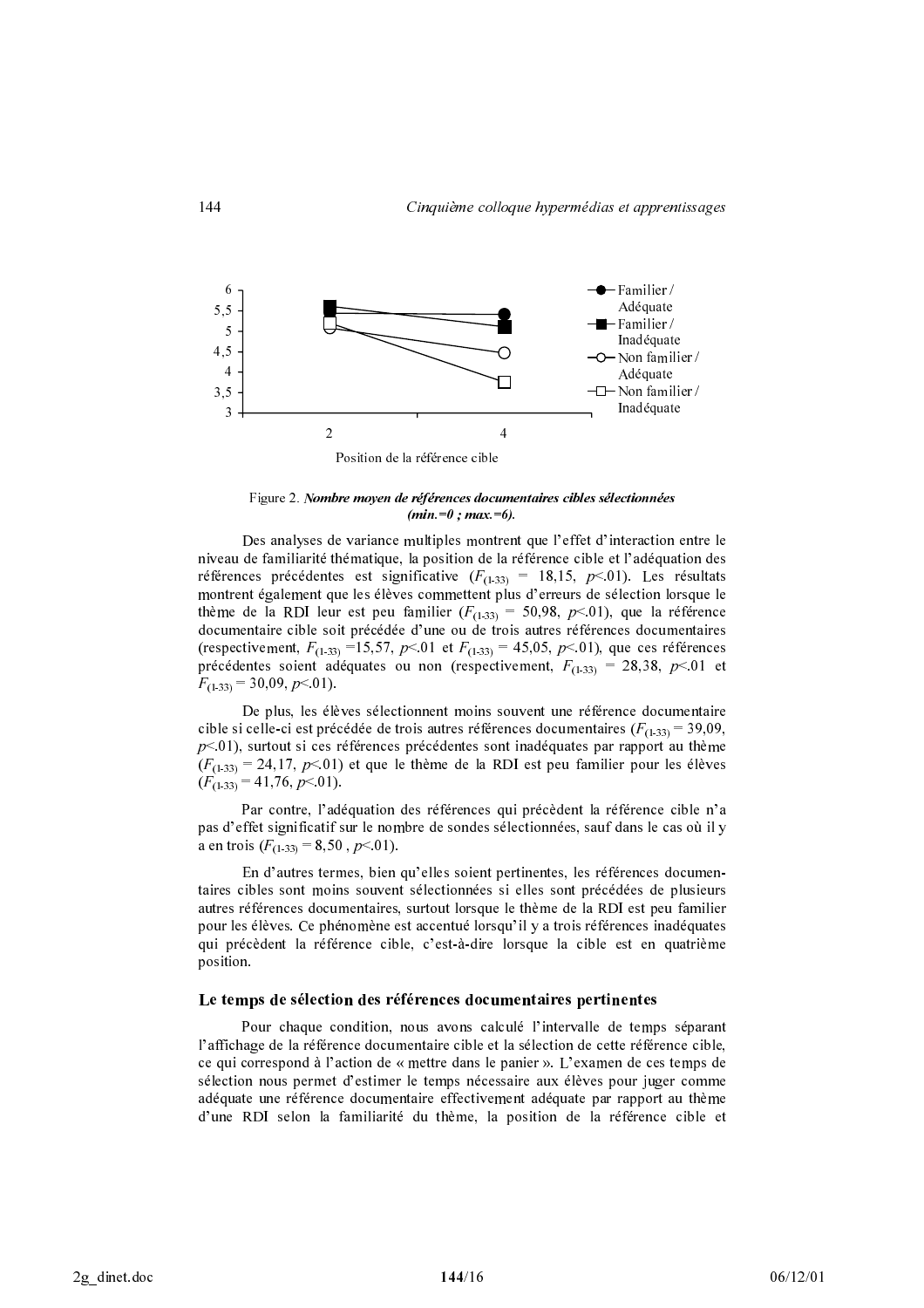Figure 2. ***Nombre moyen de références documentaires cibles sélectionnées (min.=0 ; max.=6).***

Des analyses de variance multiples montrent que l'effet d'interaction entre le niveau de familiarité thématique, la position de la référence cible et l'adéquation des références précédentes est significative ($F_{(1\text{-}33)}$ = 18,15, $p$<.01). Les résultats montrent également que les élèves commettent plus d'erreurs de sélection lorsque le thème de la RDI leur est peu familier ($F_{(1\text{-}33)}$ = 50,98, $p$<.01), que la référence documentaire cible soit précédée d'une ou de trois autres références documentaires (respectivement, $F_{(1\text{-}33)}$ =15,57, $p$<.01 et $F_{(1\text{-}33)}$ = 45,05, $p$<.01), que ces références précédentes soient adéquates ou non (respectivement, $F_{(1\text{-}33)}$ = 28,38, $p$<.01 et $F_{(1\text{-}33)}$ = 30,09, $p$<.01).

De plus, les élèves sélectionnent moins souvent une référence documentaire cible si celle-ci est précédée de trois autres références documentaires ($F_{(1\text{-}33)}$ = 39,09, $p$<.01), surtout si ces références précédentes sont inadéquates par rapport au thème ($F_{(1\text{-}33)}$ = 24,17, $p$<.01) et que le thème de la RDI est peu familier pour les élèves ($F_{(1\text{-}33)}$ = 41,76, $p$<.01).

Par contre, l'adéquation des références qui précèdent la référence cible n'a pas d'effet significatif sur le nombre de sondes sélectionnées, sauf dans le cas où il y a en trois ($F_{(1\text{-}33)}$ = 8,50 , $p$<.01).

En d'autres termes, bien qu'elles soient pertinentes, les références documentaires cibles sont moins souvent sélectionnées si elles sont précédées de plusieurs autres références documentaires, surtout lorsque le thème de la RDI est peu familier pour les élèves. Ce phénomène est accentué lorsqu'il y a trois références inadéquates qui précèdent la référence cible, c'est-à-dire lorsque la cible est en quatrième position.

### Le temps de sélection des références documentaires pertinentes

Pour chaque condition, nous avons calculé l'intervalle de temps séparant l'affichage de la référence documentaire cible et la sélection de cette référence cible, ce qui correspond à l'action de « mettre dans le panier ». L'examen de ces temps de sélection nous permet d'estimer le temps nécessaire aux élèves pour juger comme adéquate une référence documentaire effectivement adéquate par rapport au thème d'une RDI selon la familiarité du thème, la position de la référence cible et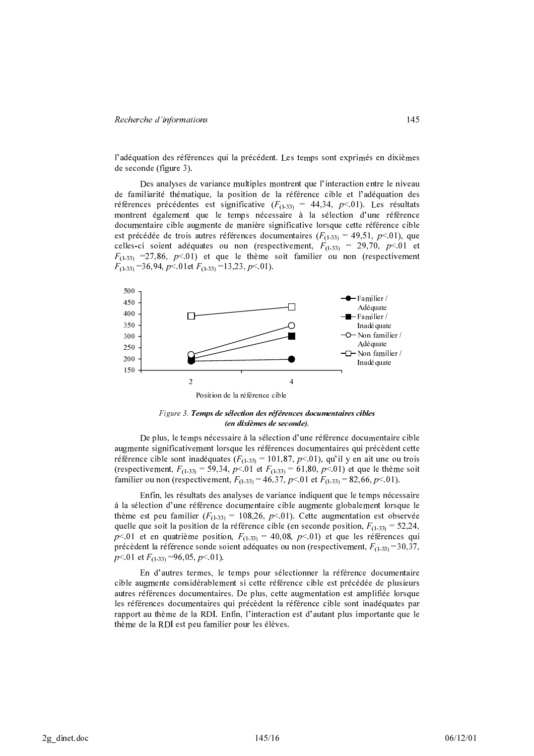l'adéquation des références qui la précédent. Les temps sont exprimés en dixièmes de seconde (figure 3).

Des analyses de variance multiples montrent que l'interaction entre le niveau de familiarité thématique, la position de la référence cible et l'adéquation des références précédentes est significative ($F_{(1\text{-}33)}$ = 44,34, $p$<.01). Les résultats montrent également que le temps nécessaire à la sélection d'une référence documentaire cible augmente de manière significative lorsque cette référence cible est précédée de trois autres références documentaires ($F_{(1\text{-}33)}$ = 49,51, $p$<.01), que celles-ci soient adéquates ou non (respectivement, $F_{(1\text{-}33)}$ = 29,70, $p$<.01 et $F_{(1\text{-}33)}$ =27,86, $p$<.01) et que le thème soit familier ou non (respectivement $F_{(1\text{-}33)}$ =36,94, $p$<.01et $F_{(1\text{-}33)}$ =13,23, $p$<.01).

*Figure 3.* ***Temps de sélection des références documentaires cibles (en dixièmes de seconde).***

De plus, le temps nécessaire à la sélection d'une référence documentaire cible augmente significativement lorsque les références documentaires qui précèdent cette référence cible sont inadéquates ($F_{(1\text{-}33)}$ = 101,87, $p$<.01), qu'il y en ait une ou trois (respectivement, $F_{(1\text{-}33)}$ = 59,34, $p$<.01 et $F_{(1\text{-}33)}$ = 61,80, $p$<.01) et que le thème soit familier ou non (respectivement, $F_{(1\text{-}33)}$ = 46,37, $p$<.01 et $F_{(1\text{-}33)}$ = 82,66, $p$<.01).

Enfin, les résultats des analyses de variance indiquent que le temps nécessaire à la sélection d'une référence documentaire cible augmente globalement lorsque le thème est peu familier ($F_{(1\text{-}33)}$ = 108,26, $p$<.01). Cette augmentation est observée quelle que soit la position de la référence cible (en seconde position, $F_{(1\text{-}33)}$ = 52,24, $p$<.01 et en quatrième position, $F_{(1\text{-}33)}$ = 40,08, $p$<.01) et que les références qui précèdent la référence sonde soient adéquates ou non (respectivement, $F_{(1\text{-}33)}$ =30,37, $p$<.01 et $F_{(1\text{-}33)}$ =96,05, $p$<.01).

En d'autres termes, le temps pour sélectionner la référence documentaire cible augmente considérablement si cette référence cible est précédée de plusieurs autres références documentaires. De plus, cette augmentation est amplifiée lorsque les références documentaires qui précèdent la référence cible sont inadéquates par rapport au thème de la RDI. Enfin, l'interaction est d'autant plus importante que le thème de la RDI est peu familier pour les élèves.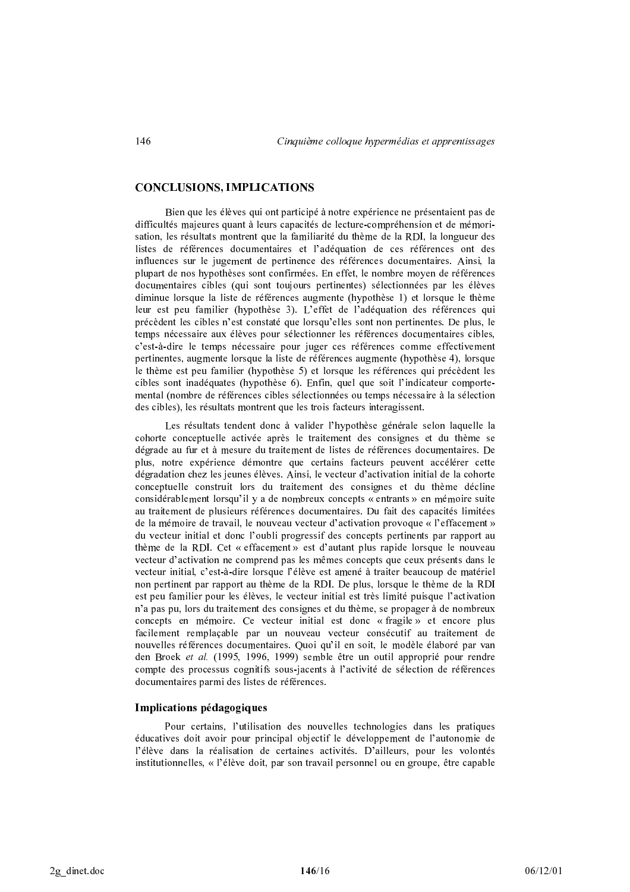## CONCLUSIONS, IMPLICATIONS

Bien que les élèves qui ont participé à notre expérience ne présentaient pas de difficultés majeures quant à leurs capacités de lecture-compréhension et de mémorisation, les résultats montrent que la familiarité du thème de la RDI, la longueur des listes de références documentaires et l'adéquation de ces références ont des influences sur le jugement de pertinence des références documentaires. Ainsi, la plupart de nos hypothèses sont confirmées. En effet, le nombre moyen de références documentaires cibles (qui sont toujours pertinentes) sélectionnées par les élèves diminue lorsque la liste de références augmente (hypothèse 1) et lorsque le thème leur est peu familier (hypothèse 3). L'effet de l'adéquation des références qui précèdent les cibles n'est constaté que lorsqu'elles sont non pertinentes. De plus, le temps nécessaire aux élèves pour sélectionner les références documentaires cibles, c'est-à-dire le temps nécessaire pour juger ces références comme effectivement pertinentes, augmente lorsque la liste de références augmente (hypothèse 4), lorsque le thème est peu familier (hypothèse 5) et lorsque les références qui précèdent les cibles sont inadéquates (hypothèse 6). Enfin, quel que soit l'indicateur comportemental (nombre de références cibles sélectionnées ou temps nécessaire à la sélection des cibles), les résultats montrent que les trois facteurs interagissent.

Les résultats tendent donc à valider l'hypothèse générale selon laquelle la cohorte conceptuelle activée après le traitement des consignes et du thème se dégrade au fur et à mesure du traitement de listes de références documentaires. De plus, notre expérience démontre que certains facteurs peuvent accélérer cette dégradation chez les jeunes élèves. Ainsi, le vecteur d'activation initial de la cohorte conceptuelle construit lors du traitement des consignes et du thème décline considérablement lorsqu'il y a de nombreux concepts « entrants » en mémoire suite au traitement de plusieurs références documentaires. Du fait des capacités limitées de la mémoire de travail, le nouveau vecteur d'activation provoque « l'effacement » du vecteur initial et donc l'oubli progressif des concepts pertinents par rapport au thème de la RDI. Cet « effacement » est d'autant plus rapide lorsque le nouveau vecteur d'activation ne comprend pas les mêmes concepts que ceux présents dans le vecteur initial, c'est-à-dire lorsque l'élève est amené à traiter beaucoup de matériel non pertinent par rapport au thème de la RDI. De plus, lorsque le thème de la RDI est peu familier pour les élèves, le vecteur initial est très limité puisque l'activation n'a pas pu, lors du traitement des consignes et du thème, se propager à de nombreux concepts en mémoire. Ce vecteur initial est donc « fragile » et encore plus facilement remplaçable par un nouveau vecteur consécutif au traitement de nouvelles références documentaires. Quoi qu'il en soit, le modèle élaboré par van den Broek *et al.* (1995, 1996, 1999) semble être un outil approprié pour rendre compte des processus cognitifs sous-jacents à l'activité de sélection de références documentaires parmi des listes de références.

### Implications pédagogiques

Pour certains, l'utilisation des nouvelles technologies dans les pratiques éducatives doit avoir pour principal objectif le développement de l'autonomie de l'élève dans la réalisation de certaines activités. D'ailleurs, pour les volontés institutionnelles, « l'élève doit, par son travail personnel ou en groupe, être capable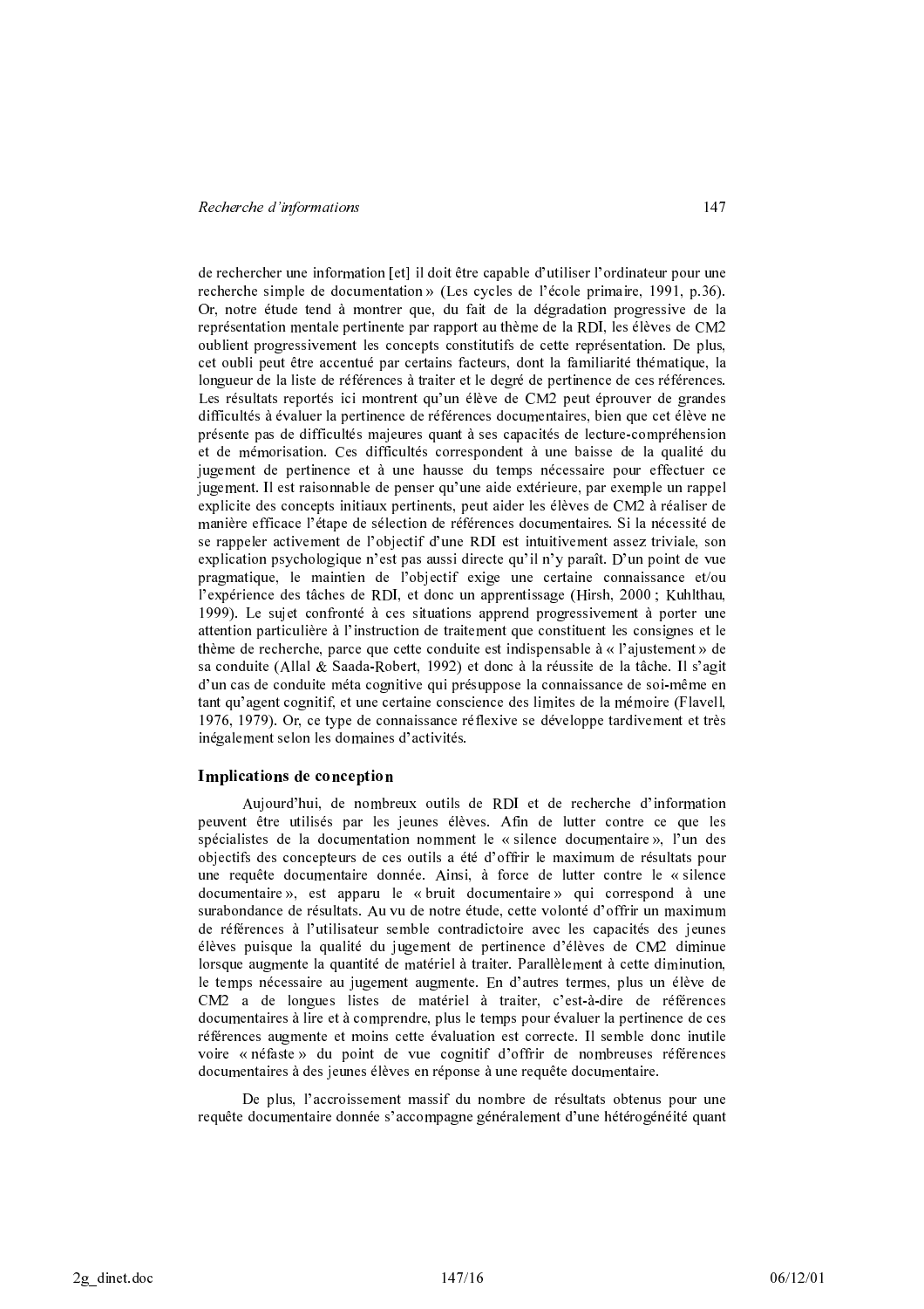de rechercher une information [et] il doit être capable d'utiliser l'ordinateur pour une recherche simple de documentation » (Les cycles de l'école primaire, 1991, p.36). Or, notre étude tend à montrer que, du fait de la dégradation progressive de la représentation mentale pertinente par rapport au thème de la RDI, les élèves de CM2 oublient progressivement les concepts constitutifs de cette représentation. De plus, cet oubli peut être accentué par certains facteurs, dont la familiarité thématique, la longueur de la liste de références à traiter et le degré de pertinence de ces références. Les résultats reportés ici montrent qu'un élève de CM2 peut éprouver de grandes difficultés à évaluer la pertinence de références documentaires, bien que cet élève ne présente pas de difficultés majeures quant à ses capacités de lecture-compréhension et de mémorisation. Ces difficultés correspondent à une baisse de la qualité du jugement de pertinence et à une hausse du temps nécessaire pour effectuer ce jugement. Il est raisonnable de penser qu'une aide extérieure, par exemple un rappel explicite des concepts initiaux pertinents, peut aider les élèves de CM2 à réaliser de manière efficace l'étape de sélection de références documentaires. Si la nécessité de se rappeler activement de l'objectif d'une RDI est intuitivement assez triviale, son explication psychologique n'est pas aussi directe qu'il n'y paraît. D'un point de vue pragmatique, le maintien de l'objectif exige une certaine connaissance et/ou l'expérience des tâches de RDI, et donc un apprentissage (Hirsh, 2000 ; Kuhlthau, 1999). Le sujet confronté à ces situations apprend progressivement à porter une attention particulière à l'instruction de traitement que constituent les consignes et le thème de recherche, parce que cette conduite est indispensable à « l'ajustement » de sa conduite (Allal & Saada-Robert, 1992) et donc à la réussite de la tâche. Il s'agit d'un cas de conduite méta cognitive qui présuppose la connaissance de soi-même en tant qu'agent cognitif, et une certaine conscience des limites de la mémoire (Flavell, 1976, 1979). Or, ce type de connaissance réflexive se développe tardivement et très inégalement selon les domaines d'activités.

### Implications de conception

Aujourd'hui, de nombreux outils de RDI et de recherche d'information peuvent être utilisés par les jeunes élèves. Afin de lutter contre ce que les spécialistes de la documentation nomment le « silence documentaire », l'un des objectifs des concepteurs de ces outils a été d'offrir le maximum de résultats pour une requête documentaire donnée. Ainsi, à force de lutter contre le « silence documentaire », est apparu le « bruit documentaire » qui correspond à une surabondance de résultats. Au vu de notre étude, cette volonté d'offrir un maximum de références à l'utilisateur semble contradictoire avec les capacités des jeunes élèves puisque la qualité du jugement de pertinence d'élèves de CM2 diminue lorsque augmente la quantité de matériel à traiter. Parallèlement à cette diminution, le temps nécessaire au jugement augmente. En d'autres termes, plus un élève de CM2 a de longues listes de matériel à traiter, c'est-à-dire de références documentaires à lire et à comprendre, plus le temps pour évaluer la pertinence de ces références augmente et moins cette évaluation est correcte. Il semble donc inutile voire « néfaste » du point de vue cognitif d'offrir de nombreuses références documentaires à des jeunes élèves en réponse à une requête documentaire.

De plus, l'accroissement massif du nombre de résultats obtenus pour une requête documentaire donnée s'accompagne généralement d'une hétérogénéité quant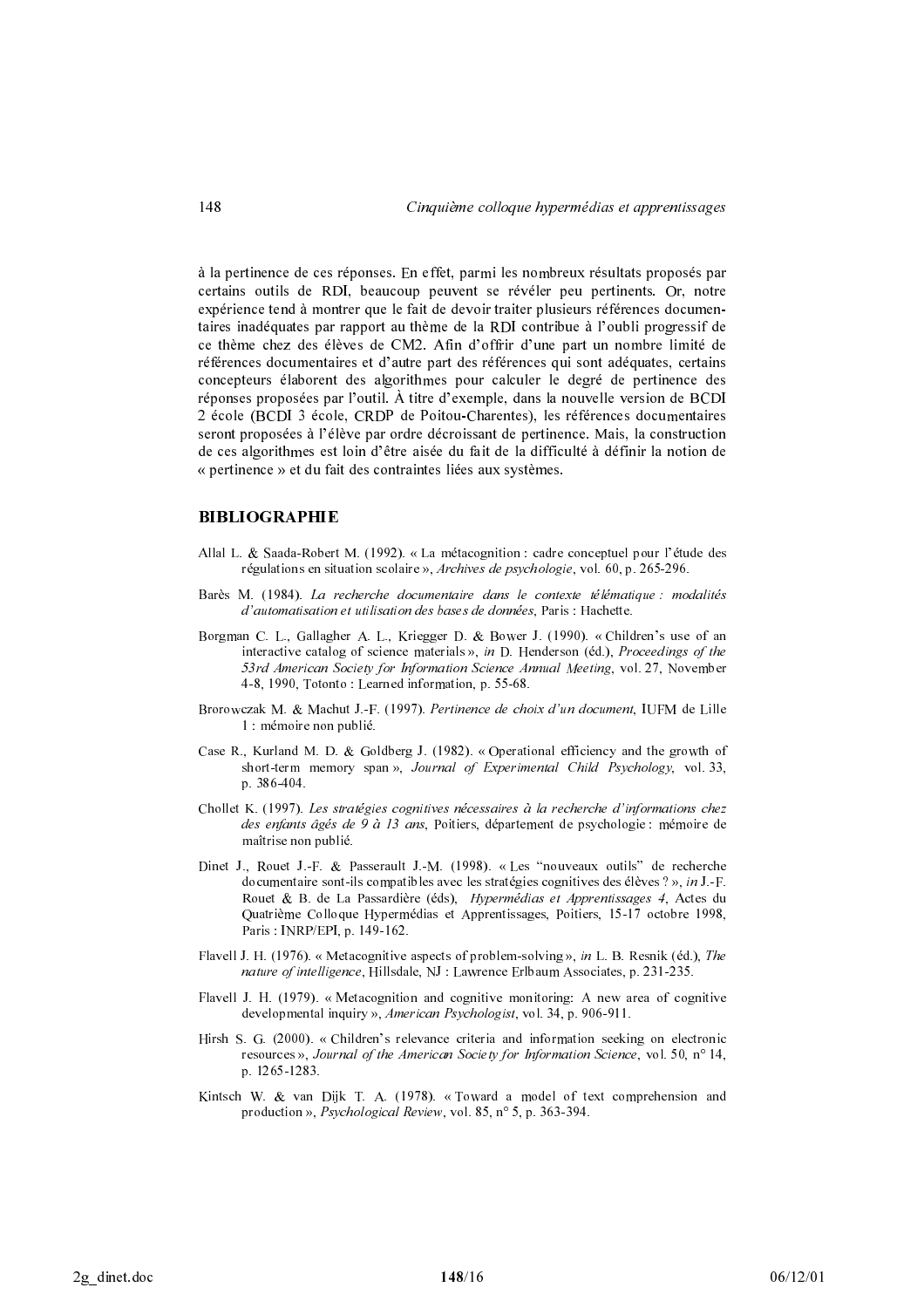à la pertinence de ces réponses. En effet, parmi les nombreux résultats proposés par certains outils de RDI, beaucoup peuvent se révéler peu pertinents. Or, notre expérience tend à montrer que le fait de devoir traiter plusieurs références documentaires inadéquates par rapport au thème de la RDI contribue à l'oubli progressif de ce thème chez des élèves de CM2. Afin d'offrir d'une part un nombre limité de références documentaires et d'autre part des références qui sont adéquates, certains concepteurs élaborent des algorithmes pour calculer le degré de pertinence des réponses proposées par l'outil. À titre d'exemple, dans la nouvelle version de BCDI 2 école (BCDI 3 école, CRDP de Poitou-Charentes), les références documentaires seront proposées à l'élève par ordre décroissant de pertinence. Mais, la construction de ces algorithmes est loin d'être aisée du fait de la difficulté à définir la notion de « pertinence » et du fait des contraintes liées aux systèmes.

## BIBLIOGRAPHIE

Allal L. & Saada-Robert M. (1992). « La métacognition : cadre conceptuel pour l'étude des régulations en situation scolaire », *Archives de psychologie*, vol. 60, p. 265-296.

Barès M. (1984). *La recherche documentaire dans le contexte télématique : modalités d'automatisation et utilisation des bases de données*, Paris : Hachette.

Borgman C. L., Gallagher A. L., Kriegger D. & Bower J. (1990). « Children's use of an interactive catalog of science materials », *in* D. Henderson (éd.), *Proceedings of the 53rd American Society for Information Science Annual Meeting*, vol. 27, November 4-8, 1990, Totonto : Learned information, p. 55-68.

Brorowczak M. & Machut J.-F. (1997). *Pertinence de choix d'un document*, IUFM de Lille 1 : mémoire non publié.

Case R., Kurland M. D. & Goldberg J. (1982). « Operational efficiency and the growth of short-term memory span », *Journal of Experimental Child Psychology*, vol. 33, p. 386-404.

Chollet K. (1997). *Les stratégies cognitives nécessaires à la recherche d'informations chez des enfants âgés de 9 à 13 ans*, Poitiers, département de psychologie : mémoire de maîtrise non publié.

Dinet J., Rouet J.-F. & Passerault J.-M. (1998). « Les "nouveaux outils" de recherche documentaire sont-ils compatibles avec les stratégies cognitives des élèves ? », *in* J.-F. Rouet & B. de La Passardière (éds), *Hypermédias et Apprentissages 4*, Actes du Quatrième Colloque Hypermédias et Apprentissages, Poitiers, 15-17 octobre 1998, Paris : INRP/EPI, p. 149-162.

Flavell J. H. (1976). « Metacognitive aspects of problem-solving », *in* L. B. Resnik (éd.), *The nature of intelligence*, Hillsdale, NJ : Lawrence Erlbaum Associates, p. 231-235.

Flavell J. H. (1979). « Metacognition and cognitive monitoring: A new area of cognitive developmental inquiry », *American Psychologist*, vol. 34, p. 906-911.

Hirsh S. G. (2000). « Children's relevance criteria and information seeking on electronic resources », *Journal of the American Society for Information Science*, vol. 50, n° 14, p. 1265-1283.

Kintsch W. & van Dijk T. A. (1978). « Toward a model of text comprehension and production », *Psychological Review*, vol. 85, n° 5, p. 363-394.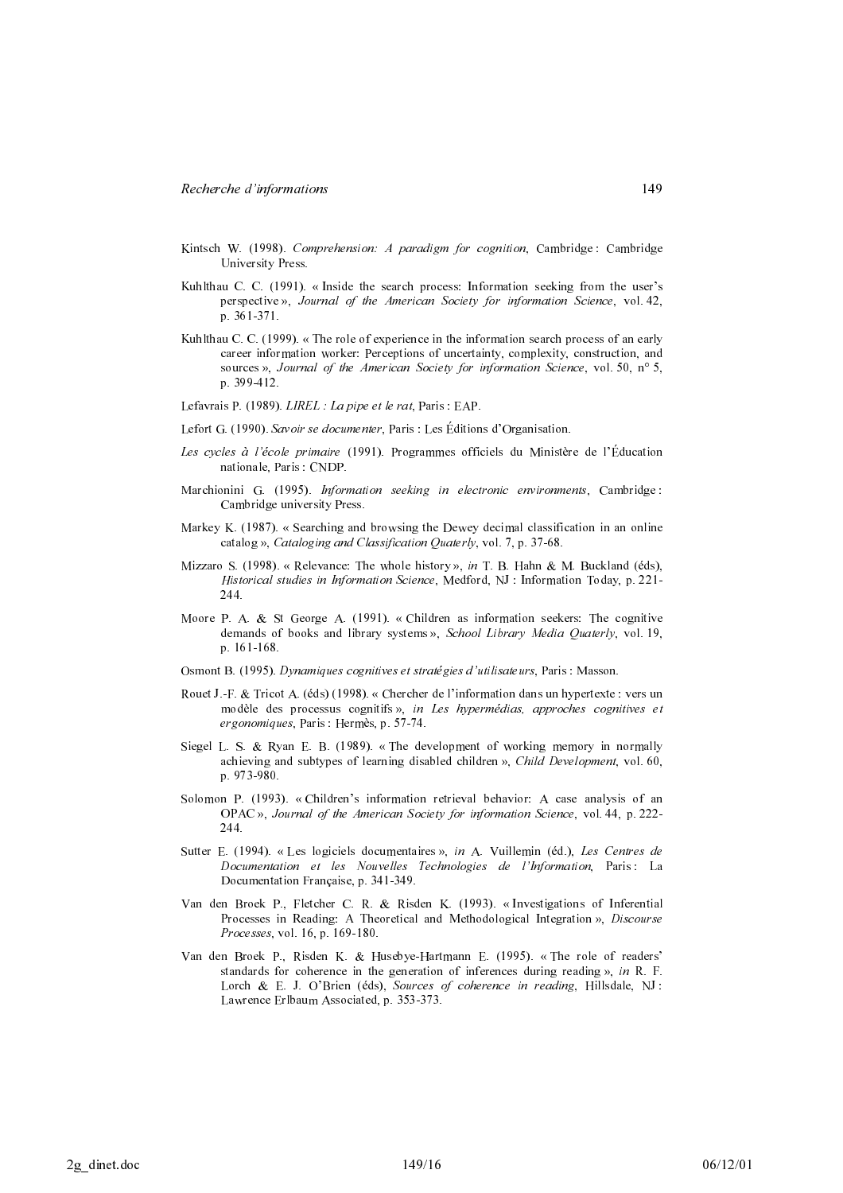Kintsch W. (1998). *Comprehension: A paradigm for cognition*, Cambridge : Cambridge University Press.

Kuhlthau C. C. (1991). « Inside the search process: Information seeking from the user's perspective », *Journal of the American Society for information Science*, vol. 42, p. 361-371.

Kuhlthau C. C. (1999). « The role of experience in the information search process of an early career information worker: Perceptions of uncertainty, complexity, construction, and sources », *Journal of the American Society for information Science*, vol. 50, n° 5, p. 399-412.

Lefavrais P. (1989). *LIREL : La pipe et le rat*, Paris : EAP.

Lefort G. (1990). *Savoir se documenter*, Paris : Les Éditions d'Organisation.

*Les cycles à l'école primaire* (1991). Programmes officiels du Ministère de l'Éducation nationale, Paris : CNDP.

Marchionini G. (1995). *Information seeking in electronic environments*, Cambridge : Cambridge university Press.

Markey K. (1987). « Searching and browsing the Dewey decimal classification in an online catalog », *Cataloging and Classification Quaterly*, vol. 7, p. 37-68.

Mizzaro S. (1998). « Relevance: The whole history », *in* T. B. Hahn & M. Buckland (éds), *Historical studies in Information Science*, Medford, NJ : Information Today, p. 221-244.

Moore P. A. & St George A. (1991). « Children as information seekers: The cognitive demands of books and library systems », *School Library Media Quaterly*, vol. 19, p. 161-168.

Osmont B. (1995). *Dynamiques cognitives et stratégies d'utilisateurs*, Paris : Masson.

Rouet J.-F. & Tricot A. (éds) (1998). « Chercher de l'information dans un hypertexte : vers un modèle des processus cognitifs », *in Les hypermédias, approches cognitives et ergonomiques*, Paris : Hermès, p. 57-74.

Siegel L. S. & Ryan E. B. (1989). « The development of working memory in normally achieving and subtypes of learning disabled children », *Child Development*, vol. 60, p. 973-980.

Solomon P. (1993). « Children's information retrieval behavior: A case analysis of an OPAC », *Journal of the American Society for information Science*, vol. 44, p. 222-244.

Sutter E. (1994). « Les logiciels documentaires », *in* A. Vuillemin (éd.), *Les Centres de Documentation et les Nouvelles Technologies de l'Information*, Paris : La Documentation Française, p. 341-349.

Van den Broek P., Fletcher C. R. & Risden K. (1993). « Investigations of Inferential Processes in Reading: A Theoretical and Methodological Integration », *Discourse Processes*, vol. 16, p. 169-180.

Van den Broek P., Risden K. & Husebye-Hartmann E. (1995). « The role of readers' standards for coherence in the generation of inferences during reading », *in* R. F. Lorch & E. J. O'Brien (éds), *Sources of coherence in reading*, Hillsdale, NJ : Lawrence Erlbaum Associated, p. 353-373.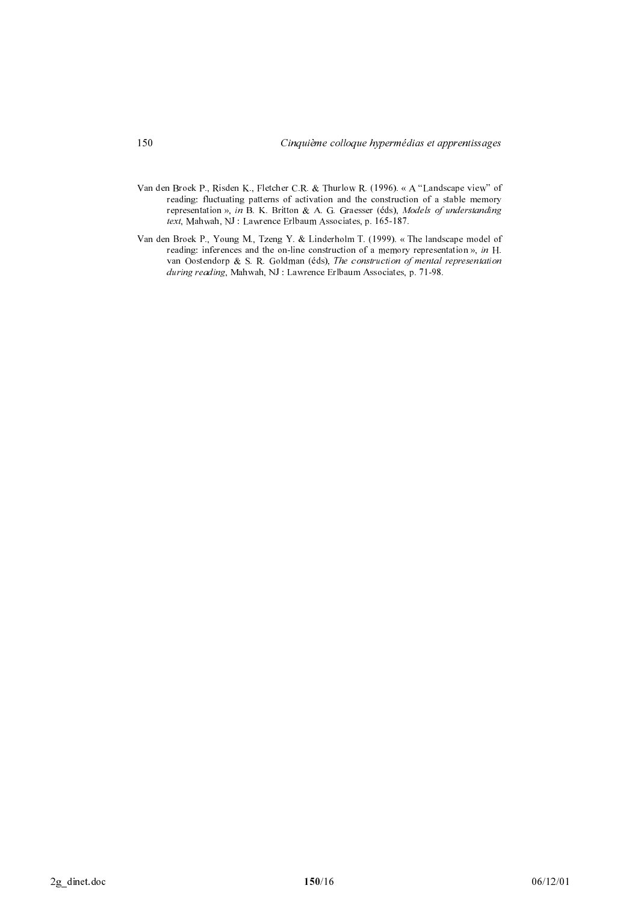Van den Broek P., Risden K., Fletcher C.R. & Thurlow R. (1996). « A "Landscape view" of reading: fluctuating patterns of activation and the construction of a stable memory representation », *in* B. K. Britton & A. G. Graesser (éds), *Models of understanding text*, Mahwah, NJ : Lawrence Erlbaum Associates, p. 165-187.

Van den Broek P., Young M., Tzeng Y. & Linderholm T. (1999). « The landscape model of reading: inferences and the on-line construction of a memory representation », *in* H. van Oostendorp & S. R. Goldman (éds), *The construction of mental representation during reading*, Mahwah, NJ : Lawrence Erlbaum Associates, p. 71-98.